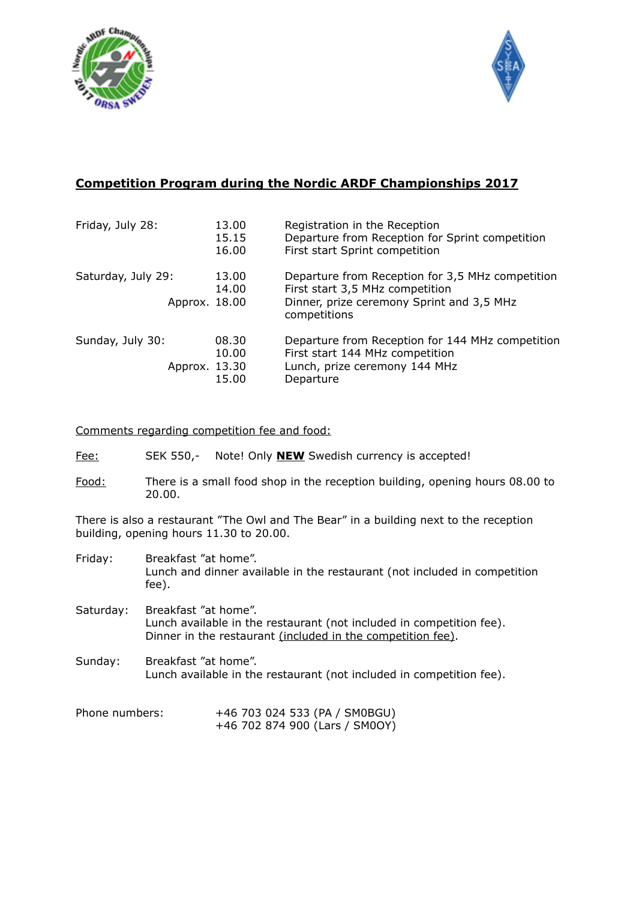## Competition Program during the Nordic ARDF Championships 2017

| | | |
|---|---|---|
| Friday, July 28: | 13.00 | Registration in the Reception |
| | 15.15 | Departure from Reception for Sprint competition |
| | 16.00 | First start Sprint competition |
| Saturday, July 29: | 13.00 | Departure from Reception for 3,5 MHz competition |
| | 14.00 | First start 3,5 MHz competition |
| | Approx. 18.00 | Dinner, prize ceremony Sprint and 3,5 MHz competitions |
| Sunday, July 30: | 08.30 | Departure from Reception for 144 MHz competition |
| | 10.00 | First start 144 MHz competition |
| | Approx. 13.30 | Lunch, prize ceremony 144 MHz |
| | 15.00 | Departure |

Comments regarding competition fee and food:

Fee: SEK 550,- Note! Only **NEW** Swedish currency is accepted!

Food: There is a small food shop in the reception building, opening hours 08.00 to 20.00.

There is also a restaurant ”The Owl and The Bear” in a building next to the reception building, opening hours 11.30 to 20.00.

Friday: Breakfast ”at home”.
Lunch and dinner available in the restaurant (not included in competition fee).

Saturday: Breakfast ”at home”.
Lunch available in the restaurant (not included in competition fee).
Dinner in the restaurant (included in the competition fee).

Sunday: Breakfast ”at home”.
Lunch available in the restaurant (not included in competition fee).

Phone numbers:
+46 703 024 533 (PA / SM0BGU)
+46 702 874 900 (Lars / SM0OY)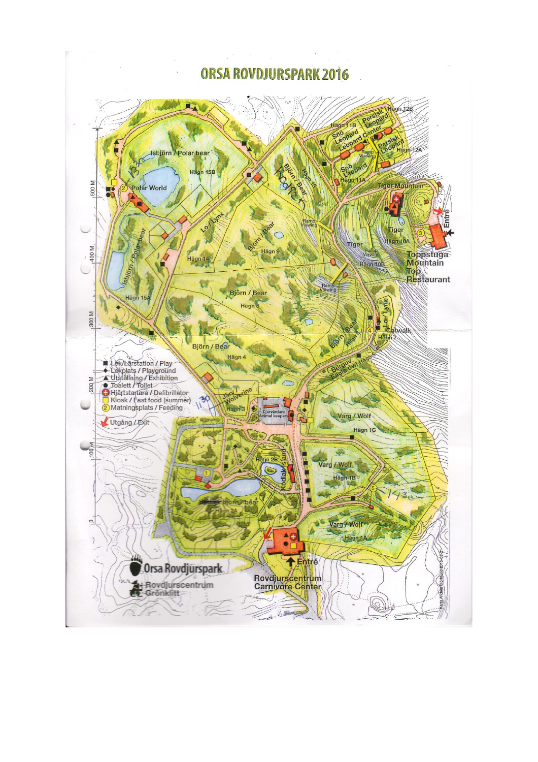# ORSA ROVDJURSPARK 2016

Isbjörn / Polar bear

Hägn 15B

Polar World

Isbjörn / Polar bear

Hägn 15A

Hägn 14

Lo / Lynx

Björn / Bear

Hägn 13

Björn / Bear

Hägn 9

Björn / Bear

Hägn 8

Björn / Bear

Hägn 4

Järv / Wolverine

Hägn 3

Djurvårdare / Animal keepers

Hägn 12B

Hägn 11B

Snö Leopard

Persisk Leopard

Leopard Center

Persisk Leopard

Hägn 12A

Ramp Viewing

Snö Leopard

Hägn 11A

Tiger Mountain

Tiger

Hägn 10A

Tiger

Hägn 10B

Entré

Toppstuga Mountain Top Restaurant

Lo / Lynx

Catwalk

Hägn 7

Björn / Bear

Hägn 6

Berguv / Eagle owl Hägn 5

Varg / Wolf

Hägn 1C

Varg / Wolf

Hägn 1B

Varg / Wolf

Hägn 1A

Hägn 2B

Kodiak Island

Björn / bear

Hägn 2A

Entré

Rovdjurscentrum Carnivore Center

- ■ Lek/Lärstation / Play
- ◆ Lekplats / Playground
- ▲ Utställning / Exhibition
- ● Toalett / Toilet
- Hjärtstartare / Defibrillator
- Kiosk / Fast food (summer)
- Matningsplats / Feeding
- Utgång / Exit

Orsa Rovdjurspark

Rovdjurscentrum Grönklitt

0 | 100 M | 200 M | 300 M | 400 M | 500 M

1330

Koran

1130

1430